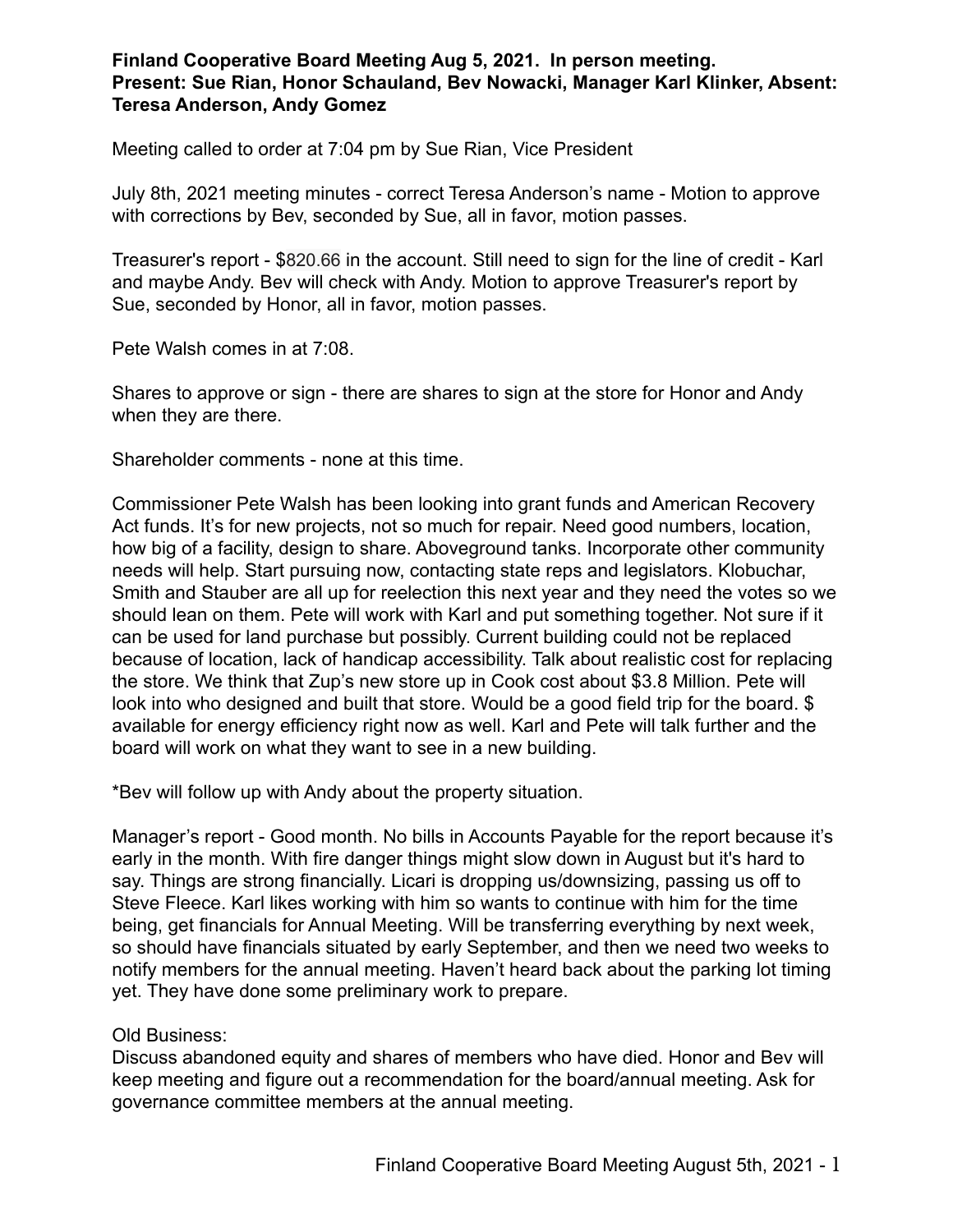**Finland Cooperative Board Meeting Aug 5, 2021. In person meeting.**
**Present: Sue Rian, Honor Schauland, Bev Nowacki, Manager Karl Klinker, Absent: Teresa Anderson, Andy Gomez**

Meeting called to order at 7:04 pm by Sue Rian, Vice President

July 8th, 2021 meeting minutes - correct Teresa Anderson's name - Motion to approve with corrections by Bev, seconded by Sue, all in favor, motion passes.

Treasurer's report - $820.66 in the account. Still need to sign for the line of credit - Karl and maybe Andy. Bev will check with Andy. Motion to approve Treasurer's report by Sue, seconded by Honor, all in favor, motion passes.

Pete Walsh comes in at 7:08.

Shares to approve or sign - there are shares to sign at the store for Honor and Andy when they are there.

Shareholder comments - none at this time.

Commissioner Pete Walsh has been looking into grant funds and American Recovery Act funds. It's for new projects, not so much for repair. Need good numbers, location, how big of a facility, design to share. Aboveground tanks. Incorporate other community needs will help. Start pursuing now, contacting state reps and legislators. Klobuchar, Smith and Stauber are all up for reelection this next year and they need the votes so we should lean on them. Pete will work with Karl and put something together. Not sure if it can be used for land purchase but possibly. Current building could not be replaced because of location, lack of handicap accessibility. Talk about realistic cost for replacing the store. We think that Zup's new store up in Cook cost about $3.8 Million. Pete will look into who designed and built that store. Would be a good field trip for the board. $ available for energy efficiency right now as well. Karl and Pete will talk further and the board will work on what they want to see in a new building.

*Bev will follow up with Andy about the property situation.

Manager's report - Good month. No bills in Accounts Payable for the report because it's early in the month. With fire danger things might slow down in August but it's hard to say. Things are strong financially. Licari is dropping us/downsizing, passing us off to Steve Fleece. Karl likes working with him so wants to continue with him for the time being, get financials for Annual Meeting. Will be transferring everything by next week, so should have financials situated by early September, and then we need two weeks to notify members for the annual meeting. Haven't heard back about the parking lot timing yet. They have done some preliminary work to prepare.

Old Business:
Discuss abandoned equity and shares of members who have died. Honor and Bev will keep meeting and figure out a recommendation for the board/annual meeting. Ask for governance committee members at the annual meeting.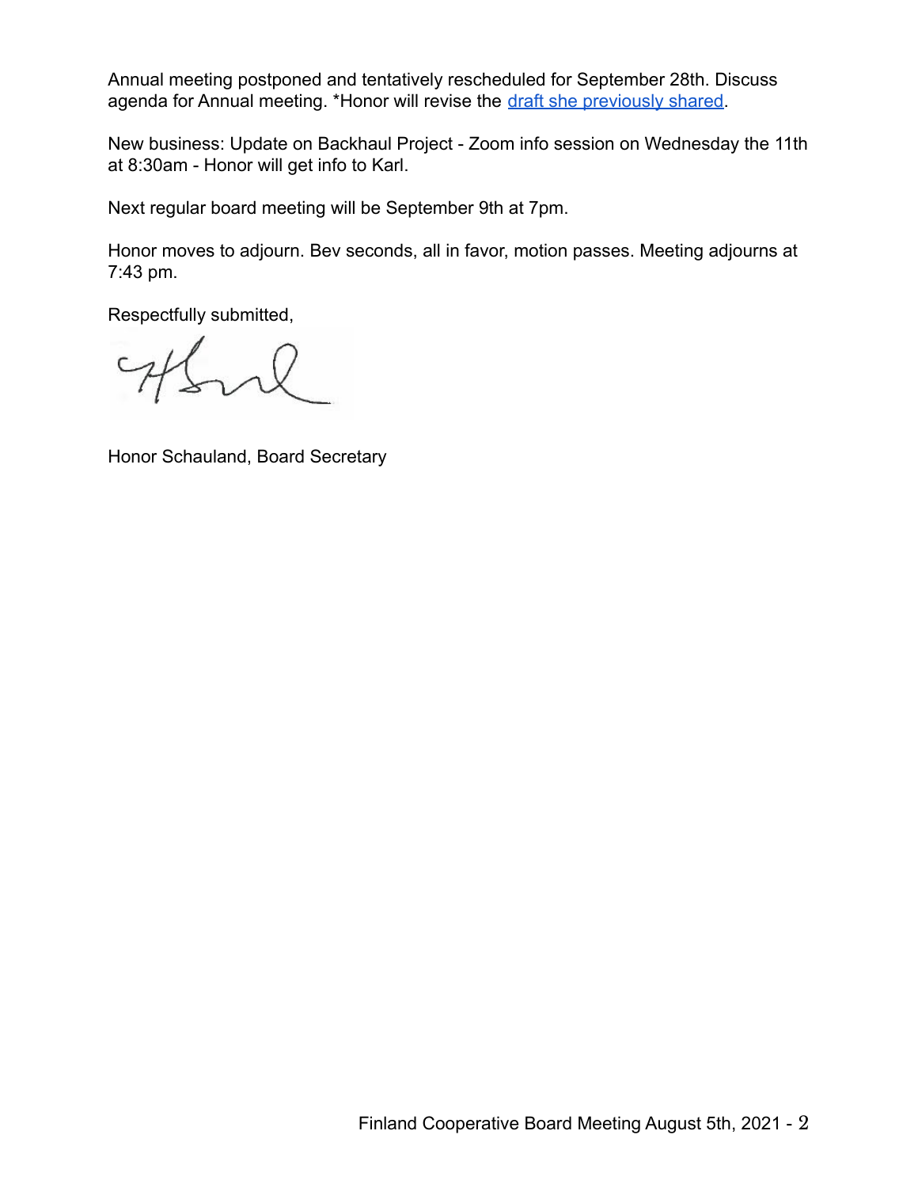Annual meeting postponed and tentatively rescheduled for September 28th. Discuss agenda for Annual meeting. *Honor will revise the draft she previously shared.

New business: Update on Backhaul Project - Zoom info session on Wednesday the 11th at 8:30am - Honor will get info to Karl.

Next regular board meeting will be September 9th at 7pm.

Honor moves to adjourn. Bev seconds, all in favor, motion passes. Meeting adjourns at 7:43 pm.

Respectfully submitted,

Honor Schauland, Board Secretary